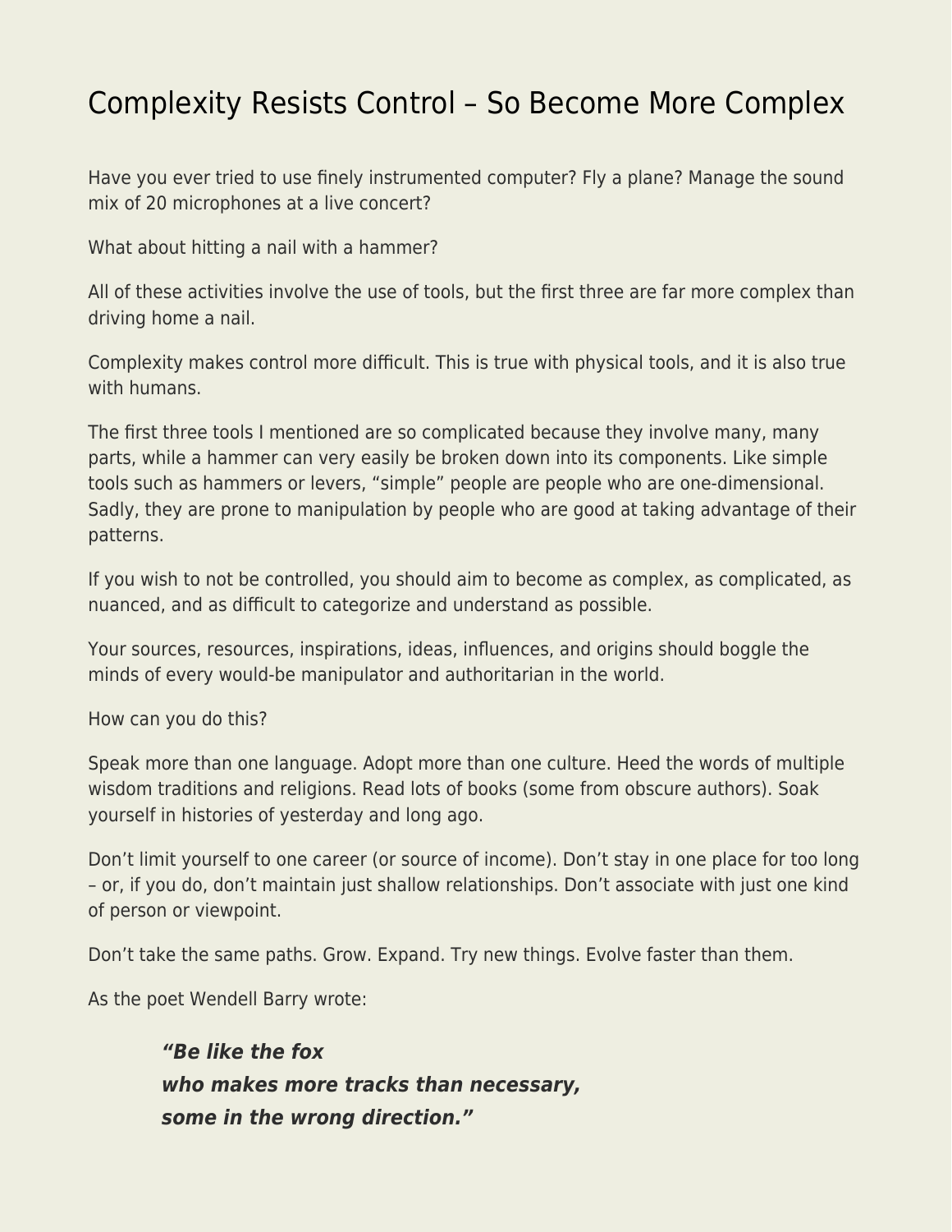# Complexity Resists Control – So Become More Complex

Have you ever tried to use finely instrumented computer? Fly a plane? Manage the sound mix of 20 microphones at a live concert?

What about hitting a nail with a hammer?

All of these activities involve the use of tools, but the first three are far more complex than driving home a nail.

Complexity makes control more difficult. This is true with physical tools, and it is also true with humans.

The first three tools I mentioned are so complicated because they involve many, many parts, while a hammer can very easily be broken down into its components. Like simple tools such as hammers or levers, "simple" people are people who are one-dimensional. Sadly, they are prone to manipulation by people who are good at taking advantage of their patterns.

If you wish to not be controlled, you should aim to become as complex, as complicated, as nuanced, and as difficult to categorize and understand as possible.

Your sources, resources, inspirations, ideas, influences, and origins should boggle the minds of every would-be manipulator and authoritarian in the world.

How can you do this?

Speak more than one language. Adopt more than one culture. Heed the words of multiple wisdom traditions and religions. Read lots of books (some from obscure authors). Soak yourself in histories of yesterday and long ago.

Don't limit yourself to one career (or source of income). Don't stay in one place for too long – or, if you do, don't maintain just shallow relationships. Don't associate with just one kind of person or viewpoint.

Don't take the same paths. Grow. Expand. Try new things. Evolve faster than them.

As the poet Wendell Barry wrote:

> ***"Be like the fox***
> ***who makes more tracks than necessary,***
> ***some in the wrong direction."***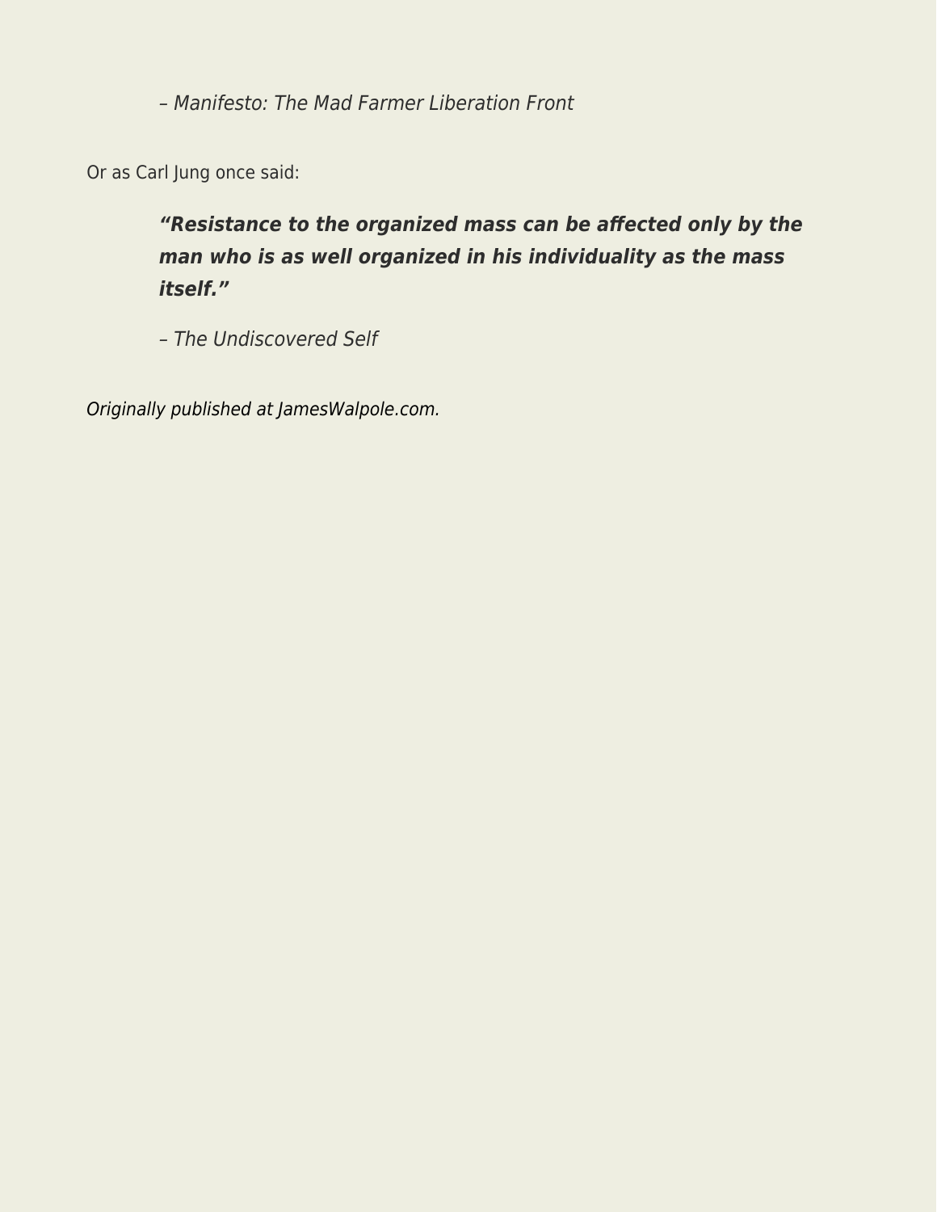> *– Manifesto: The Mad Farmer Liberation Front*

Or as Carl Jung once said:

> ***"Resistance to the organized mass can be affected only by the man who is as well organized in his individuality as the mass itself."***
>
> *– The Undiscovered Self*

*Originally published at JamesWalpole.com.*